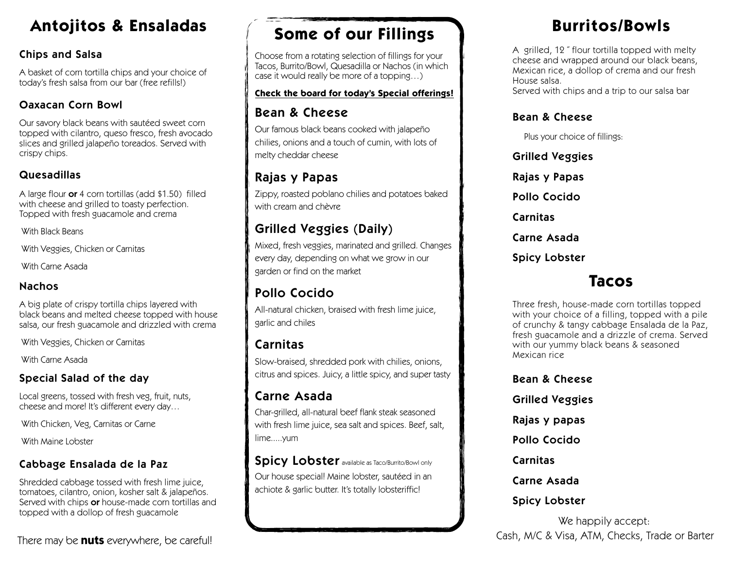# Antojitos & Ensaladas

### Chips and Salsa

A basket of corn tortilla chips and your choice of today's fresh salsa from our bar (free refills!)

### Oaxacan Corn Bowl

Our savory black beans with sautéed sweet corn topped with cilantro, queso fresco, fresh avocado slices and grilled jalapeño toreados. Served with crispy chips.

### Quesadillas

A large flour **or** 4 corn tortillas (add $1.50) filled with cheese and grilled to toasty perfection. Topped with fresh guacamole and crema

With Black Beans

With Veggies, Chicken or Carnitas

With Carne Asada

### Nachos

A big plate of crispy tortilla chips layered with black beans and melted cheese topped with house salsa, our fresh guacamole and drizzled with crema

With Veggies, Chicken or Carnitas

With Carne Asada

### Special Salad of the day

Local greens, tossed with fresh veg, fruit, nuts, cheese and more! It's different every day…

With Chicken, Veg, Carnitas or Carne

With Maine Lobster

### Cabbage Ensalada de la Paz

Shredded cabbage tossed with fresh lime juice, tomatoes, cilantro, onion, kosher salt & jalapeños. Served with chips **or** house-made corn tortillas and topped with a dollop of fresh guacamole

There may be **nuts** everywhere, be careful!

# Some of our Fillings

Choose from a rotating selection of fillings for your Tacos, Burrito/Bowl, Quesadilla or Nachos (in which case it would really be more of a topping…)

**Check the board for today's Special offerings!**

## Bean & Cheese

Our famous black beans cooked with jalapeño chilies, onions and a touch of cumin, with lots of melty cheddar cheese

## Rajas y Papas

Zippy, roasted poblano chilies and potatoes baked with cream and chèvre

## Grilled Veggies (Daily)

Mixed, fresh veggies, marinated and grilled. Changes every day, depending on what we grow in our garden or find on the market

## Pollo Cocido

All-natural chicken, braised with fresh lime juice, garlic and chiles

## Carnitas

Slow-braised, shredded pork with chilies, onions, citrus and spices. Juicy, a little spicy, and super tasty

## Carne Asada

Char-grilled, all-natural beef flank steak seasoned with fresh lime juice, sea salt and spices. Beef, salt, lime.....yum

## Spicy Lobster available as Taco/Burrito/Bowl only

Our house special! Maine lobster, sautéed in an achiote & garlic butter. It's totally lobsteriffic!

# Burritos/Bowls

A grilled, 12" flour tortilla topped with melty cheese and wrapped around our black beans, Mexican rice, a dollop of crema and our fresh House salsa.
Served with chips and a trip to our salsa bar

### Bean & Cheese

Plus your choice of fillings:

### Grilled Veggies

### Rajas y Papas

### Pollo Cocido

### Carnitas

### Carne Asada

### Spicy Lobster

# Tacos

Three fresh, house-made corn tortillas topped with your choice of a filling, topped with a pile of crunchy & tangy cabbage Ensalada de la Paz, fresh guacamole and a drizzle of crema. Served with our yummy black beans & seasoned Mexican rice

### Bean & Cheese

### Grilled Veggies

### Rajas y papas

### Pollo Cocido

### Carnitas

### Carne Asada

### Spicy Lobster

We happily accept:
Cash, M/C & Visa, ATM, Checks, Trade or Barter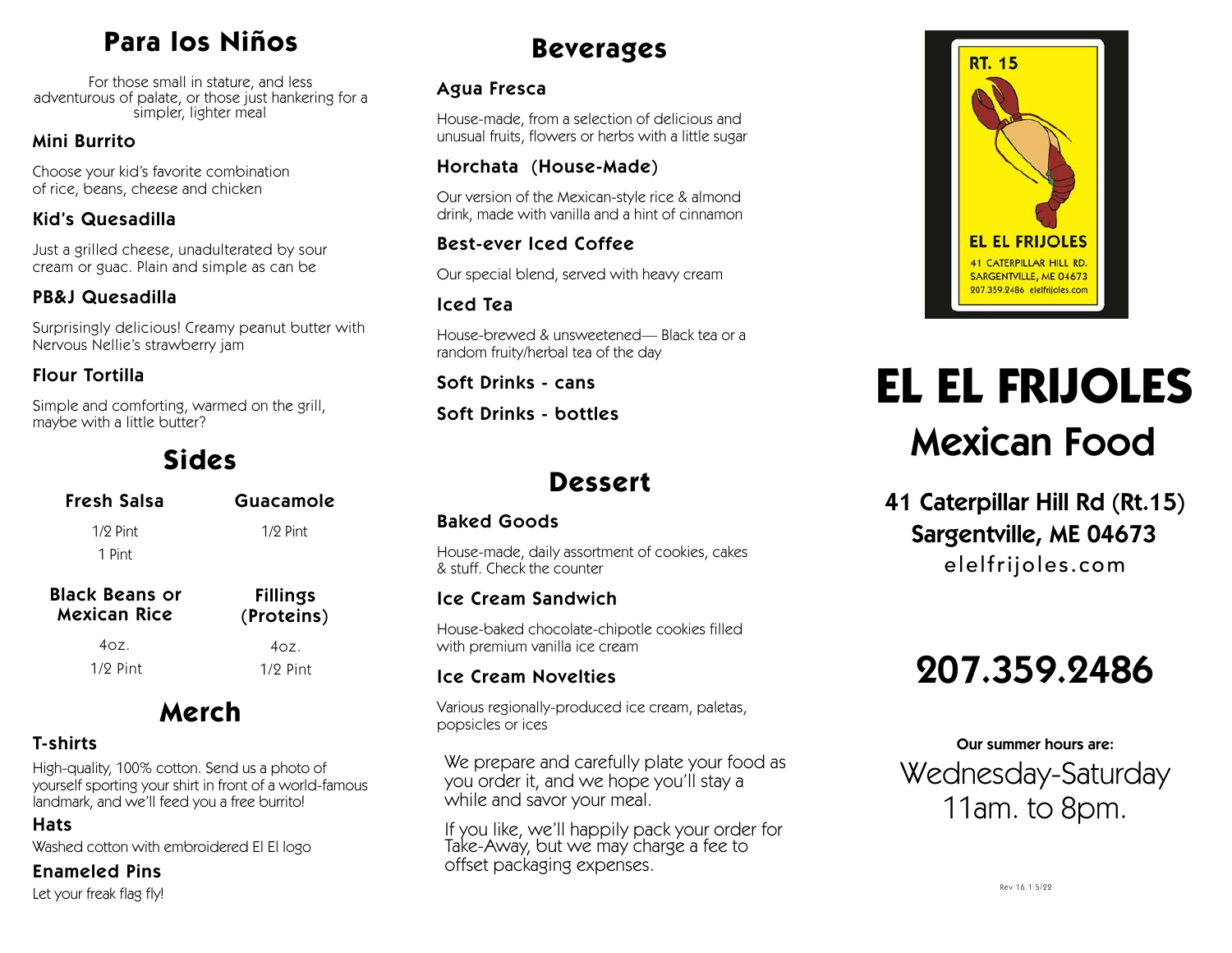## Para los Niños

For those small in stature, and less adventurous of palate, or those just hankering for a simpler, lighter meal

### Mini Burrito

Choose your kid's favorite combination of rice, beans, cheese and chicken

### Kid's Quesadilla

Just a grilled cheese, unadulterated by sour cream or guac. Plain and simple as can be

### PB&J Quesadilla

Surprisingly delicious! Creamy peanut butter with Nervous Nellie's strawberry jam

### Flour Tortilla

Simple and comforting, warmed on the grill, maybe with a little butter?

## Sides

| Fresh Salsa | Guacamole |
|---|---|
| 1/2 Pint | 1/2 Pint |
| 1 Pint | |

| Black Beans or Mexican Rice | Fillings (Proteins) |
|---|---|
| 4oz. | 4oz. |
| 1/2 Pint | 1/2 Pint |

## Merch

### T-shirts

High-quality, 100% cotton. Send us a photo of yourself sporting your shirt in front of a world-famous landmark, and we'll feed you a free burrito!

### Hats

Washed cotton with embroidered El El logo

### Enameled Pins

Let your freak flag fly!

## Beverages

### Agua Fresca

House-made, from a selection of delicious and unusual fruits, flowers or herbs with a little sugar

### Horchata (House-Made)

Our version of the Mexican-style rice & almond drink, made with vanilla and a hint of cinnamon

### Best-ever Iced Coffee

Our special blend, served with heavy cream

### Iced Tea

House-brewed & unsweetened— Black tea or a random fruity/herbal tea of the day

### Soft Drinks - cans

### Soft Drinks - bottles

## Dessert

### Baked Goods

House-made, daily assortment of cookies, cakes & stuff. Check the counter

### Ice Cream Sandwich

House-baked chocolate-chipotle cookies filled with premium vanilla ice cream

### Ice Cream Novelties

Various regionally-produced ice cream, paletas, popsicles or ices

We prepare and carefully plate your food as you order it, and we hope you'll stay a while and savor your meal.

If you like, we'll happily pack your order for Take-Away, but we may charge a fee to offset packaging expenses.

RT. 15

EL EL FRIJOLES

41 CATERPILLAR HILL RD.
SARGENTVILLE, ME 04673
207.359.2486 elelfrijoles.com

# EL EL FRIJOLES

## Mexican Food

**41 Caterpillar Hill Rd (Rt.15)**
**Sargentville, ME 04673**
elelfrijoles.com

## 207.359.2486

**Our summer hours are:**

Wednesday-Saturday
11am. to 8pm.

Rev 16.1 5/22